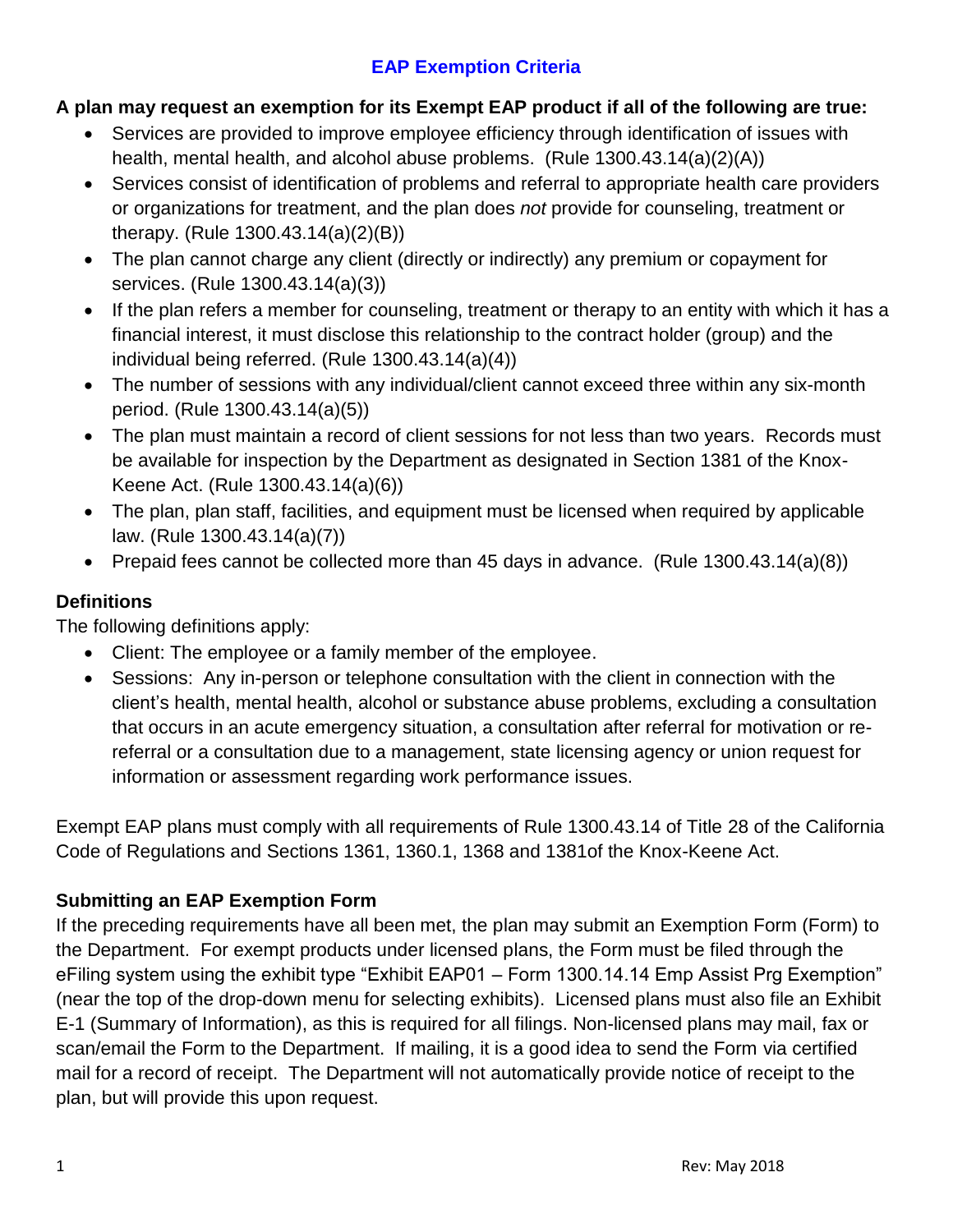# EAP Exemption Criteria

**A plan may request an exemption for its Exempt EAP product if all of the following are true:**

- Services are provided to improve employee efficiency through identification of issues with health, mental health, and alcohol abuse problems. (Rule 1300.43.14(a)(2)(A))
- Services consist of identification of problems and referral to appropriate health care providers or organizations for treatment, and the plan does *not* provide for counseling, treatment or therapy. (Rule 1300.43.14(a)(2)(B))
- The plan cannot charge any client (directly or indirectly) any premium or copayment for services. (Rule 1300.43.14(a)(3))
- If the plan refers a member for counseling, treatment or therapy to an entity with which it has a financial interest, it must disclose this relationship to the contract holder (group) and the individual being referred. (Rule 1300.43.14(a)(4))
- The number of sessions with any individual/client cannot exceed three within any six-month period. (Rule 1300.43.14(a)(5))
- The plan must maintain a record of client sessions for not less than two years. Records must be available for inspection by the Department as designated in Section 1381 of the Knox-Keene Act. (Rule 1300.43.14(a)(6))
- The plan, plan staff, facilities, and equipment must be licensed when required by applicable law. (Rule 1300.43.14(a)(7))
- Prepaid fees cannot be collected more than 45 days in advance. (Rule 1300.43.14(a)(8))

### Definitions

The following definitions apply:

- Client: The employee or a family member of the employee.
- Sessions: Any in-person or telephone consultation with the client in connection with the client's health, mental health, alcohol or substance abuse problems, excluding a consultation that occurs in an acute emergency situation, a consultation after referral for motivation or re-referral or a consultation due to a management, state licensing agency or union request for information or assessment regarding work performance issues.

Exempt EAP plans must comply with all requirements of Rule 1300.43.14 of Title 28 of the California Code of Regulations and Sections 1361, 1360.1, 1368 and 1381of the Knox-Keene Act.

### Submitting an EAP Exemption Form

If the preceding requirements have all been met, the plan may submit an Exemption Form (Form) to the Department. For exempt products under licensed plans, the Form must be filed through the eFiling system using the exhibit type "Exhibit EAP01 – Form 1300.14.14 Emp Assist Prg Exemption" (near the top of the drop-down menu for selecting exhibits). Licensed plans must also file an Exhibit E-1 (Summary of Information), as this is required for all filings. Non-licensed plans may mail, fax or scan/email the Form to the Department. If mailing, it is a good idea to send the Form via certified mail for a record of receipt. The Department will not automatically provide notice of receipt to the plan, but will provide this upon request.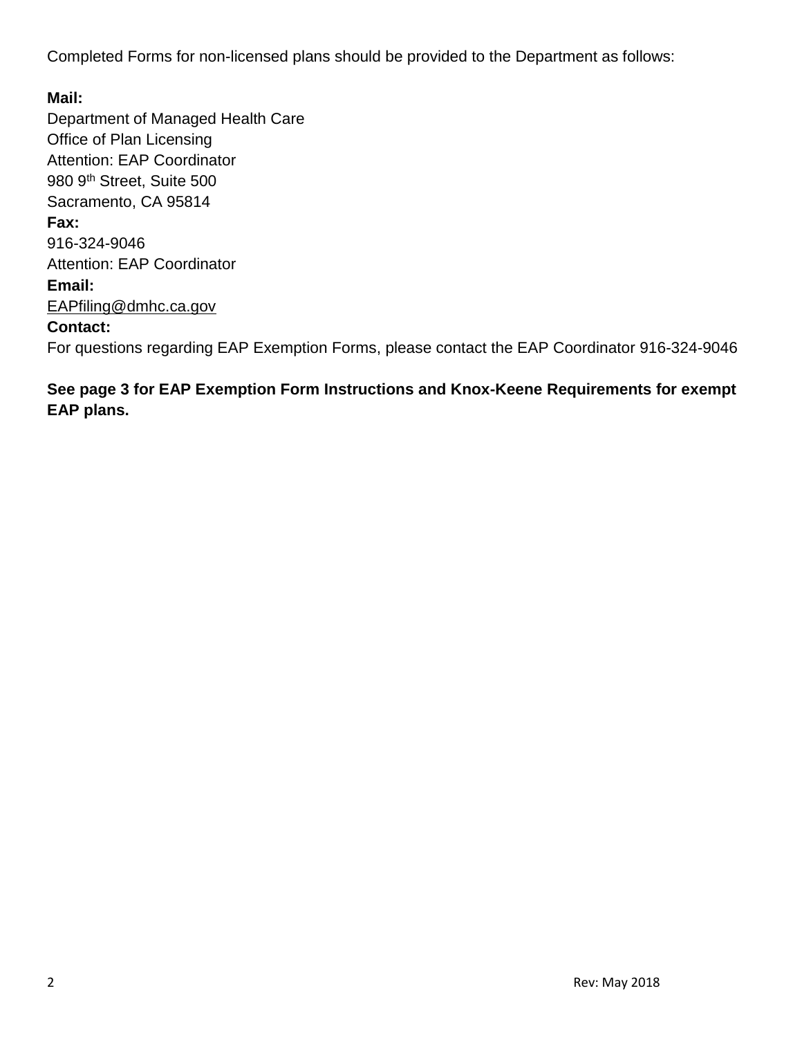Completed Forms for non-licensed plans should be provided to the Department as follows:

**Mail:**
Department of Managed Health Care
Office of Plan Licensing
Attention: EAP Coordinator
980 9th Street, Suite 500
Sacramento, CA 95814

**Fax:**
916-324-9046
Attention: EAP Coordinator

**Email:**
EAPfiling@dmhc.ca.gov

**Contact:**
For questions regarding EAP Exemption Forms, please contact the EAP Coordinator 916-324-9046

**See page 3 for EAP Exemption Form Instructions and Knox-Keene Requirements for exempt EAP plans.**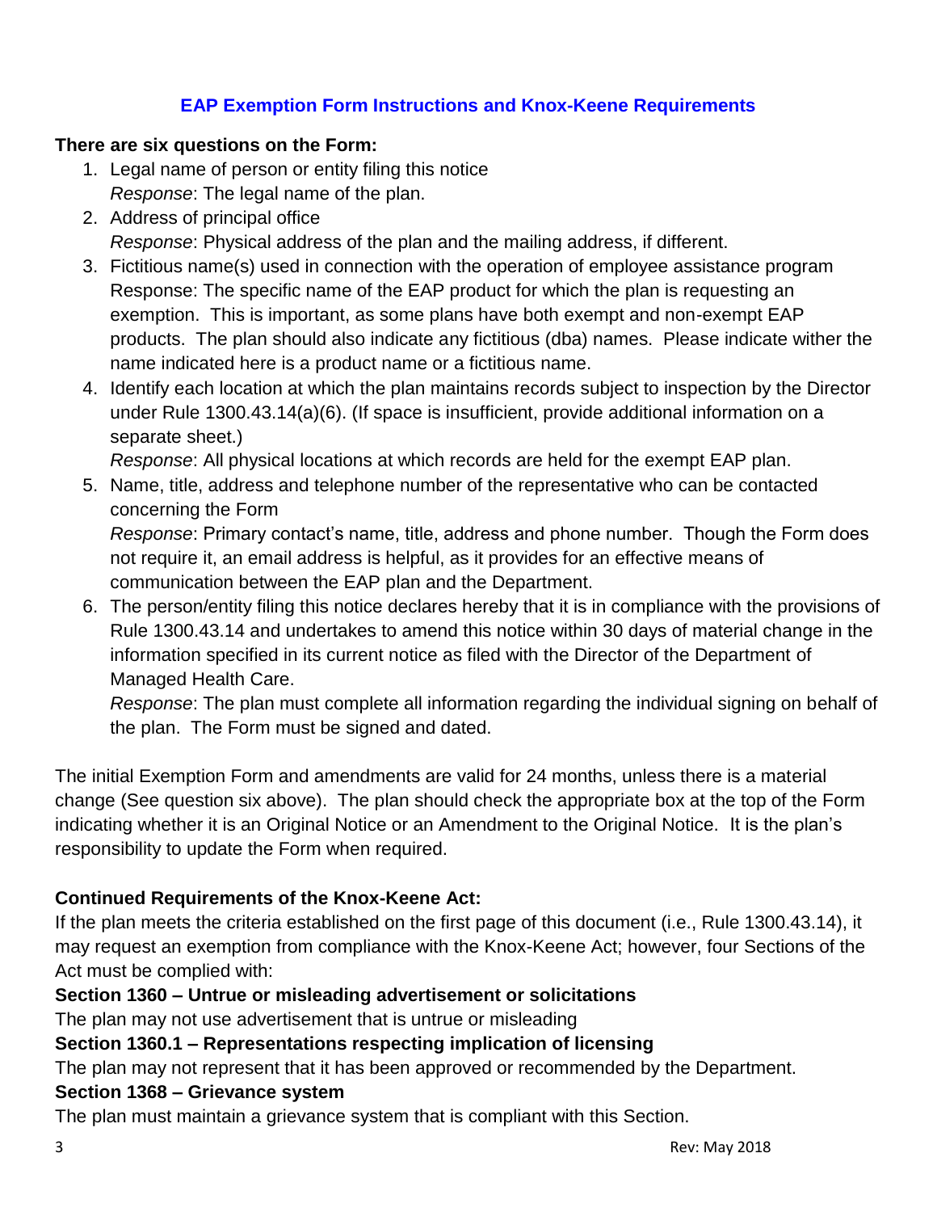## EAP Exemption Form Instructions and Knox-Keene Requirements

**There are six questions on the Form:**

1. Legal name of person or entity filing this notice
   *Response*: The legal name of the plan.
2. Address of principal office
   *Response*: Physical address of the plan and the mailing address, if different.
3. Fictitious name(s) used in connection with the operation of employee assistance program
   Response: The specific name of the EAP product for which the plan is requesting an exemption. This is important, as some plans have both exempt and non-exempt EAP products. The plan should also indicate any fictitious (dba) names. Please indicate wither the name indicated here is a product name or a fictitious name.
4. Identify each location at which the plan maintains records subject to inspection by the Director under Rule 1300.43.14(a)(6). (If space is insufficient, provide additional information on a separate sheet.)
   *Response*: All physical locations at which records are held for the exempt EAP plan.
5. Name, title, address and telephone number of the representative who can be contacted concerning the Form
   *Response*: Primary contact's name, title, address and phone number. Though the Form does not require it, an email address is helpful, as it provides for an effective means of communication between the EAP plan and the Department.
6. The person/entity filing this notice declares hereby that it is in compliance with the provisions of Rule 1300.43.14 and undertakes to amend this notice within 30 days of material change in the information specified in its current notice as filed with the Director of the Department of Managed Health Care.
   *Response*: The plan must complete all information regarding the individual signing on behalf of the plan. The Form must be signed and dated.

The initial Exemption Form and amendments are valid for 24 months, unless there is a material change (See question six above). The plan should check the appropriate box at the top of the Form indicating whether it is an Original Notice or an Amendment to the Original Notice. It is the plan's responsibility to update the Form when required.

**Continued Requirements of the Knox-Keene Act:**

If the plan meets the criteria established on the first page of this document (i.e., Rule 1300.43.14), it may request an exemption from compliance with the Knox-Keene Act; however, four Sections of the Act must be complied with:

**Section 1360 – Untrue or misleading advertisement or solicitations**

The plan may not use advertisement that is untrue or misleading

**Section 1360.1 – Representations respecting implication of licensing**

The plan may not represent that it has been approved or recommended by the Department.

**Section 1368 – Grievance system**

The plan must maintain a grievance system that is compliant with this Section.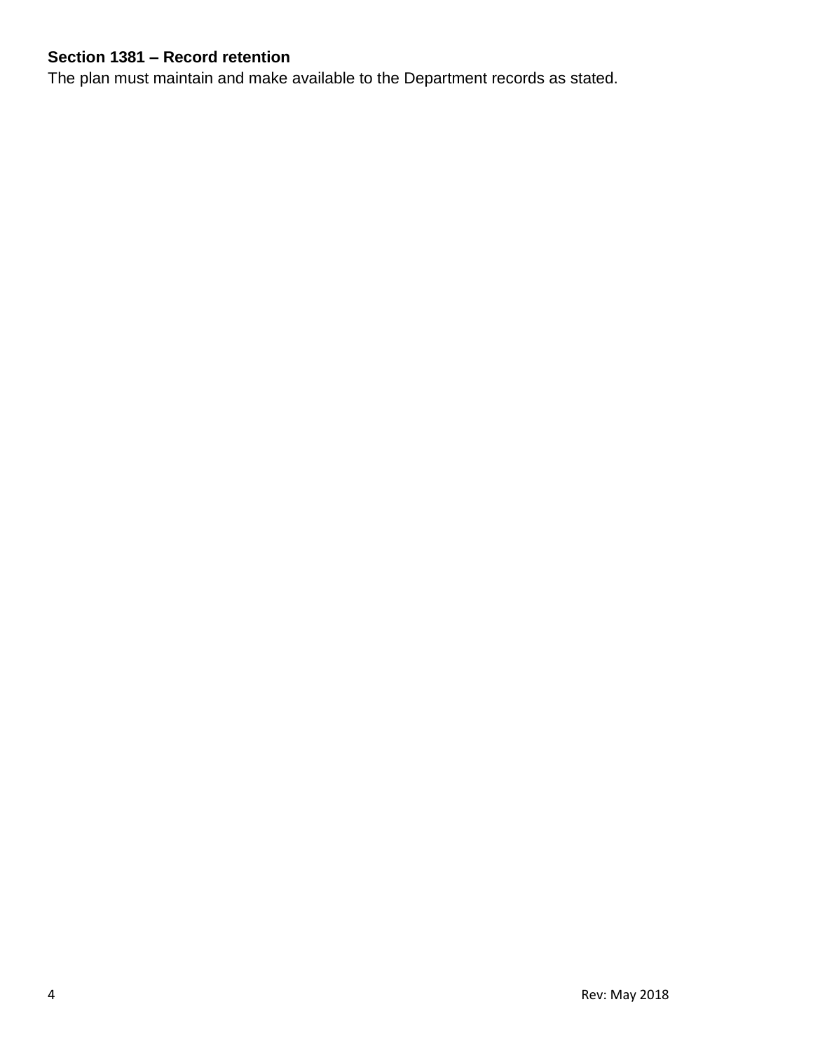**Section 1381 – Record retention**

The plan must maintain and make available to the Department records as stated.